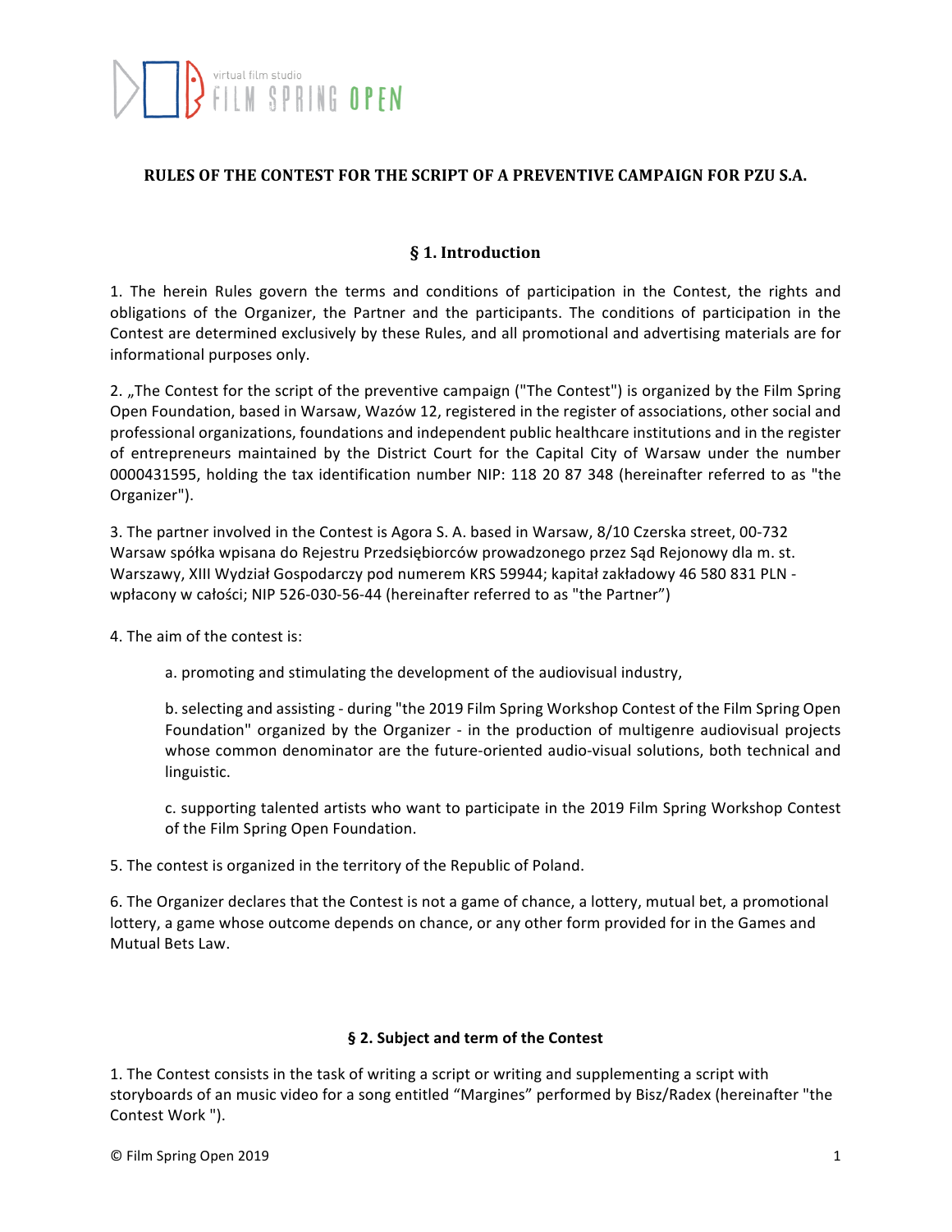virtual film studio FILM SPRING OPEN

## RULES OF THE CONTEST FOR THE SCRIPT OF A PREVENTIVE CAMPAIGN FOR PZU S.A.

### § 1. Introduction

1. The herein Rules govern the terms and conditions of participation in the Contest, the rights and obligations of the Organizer, the Partner and the participants. The conditions of participation in the Contest are determined exclusively by these Rules, and all promotional and advertising materials are for informational purposes only.

2. „The Contest for the script of the preventive campaign ("The Contest") is organized by the Film Spring Open Foundation, based in Warsaw, Wazów 12, registered in the register of associations, other social and professional organizations, foundations and independent public healthcare institutions and in the register of entrepreneurs maintained by the District Court for the Capital City of Warsaw under the number 0000431595, holding the tax identification number NIP: 118 20 87 348 (hereinafter referred to as "the Organizer").

3. The partner involved in the Contest is Agora S. A. based in Warsaw, 8/10 Czerska street, 00-732 Warsaw spółka wpisana do Rejestru Przedsiębiorców prowadzonego przez Sąd Rejonowy dla m. st. Warszawy, XIII Wydział Gospodarczy pod numerem KRS 59944; kapitał zakładowy 46 580 831 PLN - wpłacony w całości; NIP 526-030-56-44 (hereinafter referred to as "the Partner")

4. The aim of the contest is:

   a. promoting and stimulating the development of the audiovisual industry,

   b. selecting and assisting - during "the 2019 Film Spring Workshop Contest of the Film Spring Open Foundation" organized by the Organizer - in the production of multigenre audiovisual projects whose common denominator are the future-oriented audio-visual solutions, both technical and linguistic.

   c. supporting talented artists who want to participate in the 2019 Film Spring Workshop Contest of the Film Spring Open Foundation.

5. The contest is organized in the territory of the Republic of Poland.

6. The Organizer declares that the Contest is not a game of chance, a lottery, mutual bet, a promotional lottery, a game whose outcome depends on chance, or any other form provided for in the Games and Mutual Bets Law.

### § 2. Subject and term of the Contest

1. The Contest consists in the task of writing a script or writing and supplementing a script with storyboards of an music video for a song entitled "Margines" performed by Bisz/Radex (hereinafter "the Contest Work ").

© Film Spring Open 2019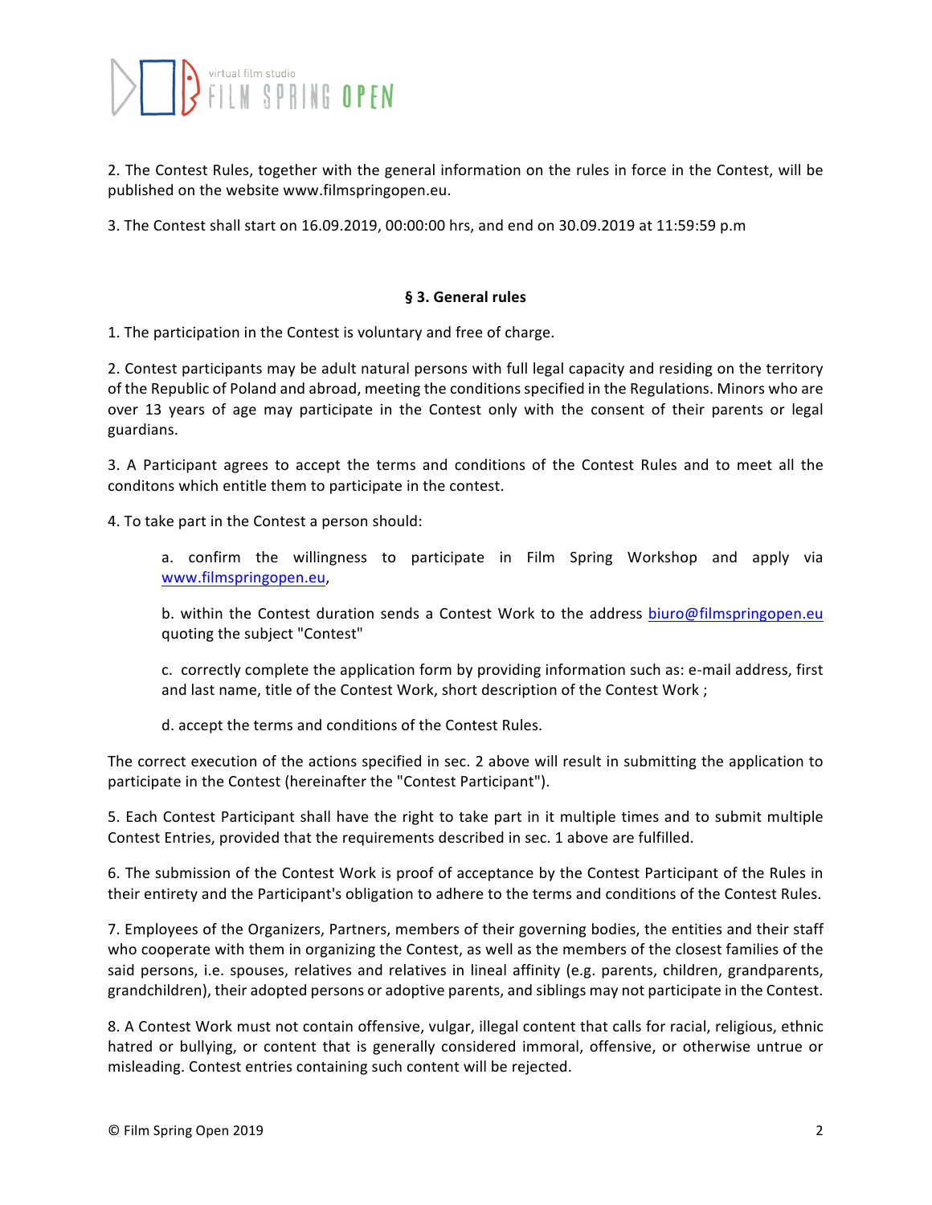2. The Contest Rules, together with the general information on the rules in force in the Contest, will be published on the website www.filmspringopen.eu.

3. The Contest shall start on 16.09.2019, 00:00:00 hrs, and end on 30.09.2019 at 11:59:59 p.m

## § 3. General rules

1. The participation in the Contest is voluntary and free of charge.

2. Contest participants may be adult natural persons with full legal capacity and residing on the territory of the Republic of Poland and abroad, meeting the conditions specified in the Regulations. Minors who are over 13 years of age may participate in the Contest only with the consent of their parents or legal guardians.

3. A Participant agrees to accept the terms and conditions of the Contest Rules and to meet all the conditons which entitle them to participate in the contest.

4. To take part in the Contest a person should:

   a. confirm the willingness to participate in Film Spring Workshop and apply via www.filmspringopen.eu,

   b. within the Contest duration sends a Contest Work to the address biuro@filmspringopen.eu quoting the subject "Contest"

   c. correctly complete the application form by providing information such as: e-mail address, first and last name, title of the Contest Work, short description of the Contest Work ;

   d. accept the terms and conditions of the Contest Rules.

The correct execution of the actions specified in sec. 2 above will result in submitting the application to participate in the Contest (hereinafter the "Contest Participant").

5. Each Contest Participant shall have the right to take part in it multiple times and to submit multiple Contest Entries, provided that the requirements described in sec. 1 above are fulfilled.

6. The submission of the Contest Work is proof of acceptance by the Contest Participant of the Rules in their entirety and the Participant's obligation to adhere to the terms and conditions of the Contest Rules.

7. Employees of the Organizers, Partners, members of their governing bodies, the entities and their staff who cooperate with them in organizing the Contest, as well as the members of the closest families of the said persons, i.e. spouses, relatives and relatives in lineal affinity (e.g. parents, children, grandparents, grandchildren), their adopted persons or adoptive parents, and siblings may not participate in the Contest.

8. A Contest Work must not contain offensive, vulgar, illegal content that calls for racial, religious, ethnic hatred or bullying, or content that is generally considered immoral, offensive, or otherwise untrue or misleading. Contest entries containing such content will be rejected.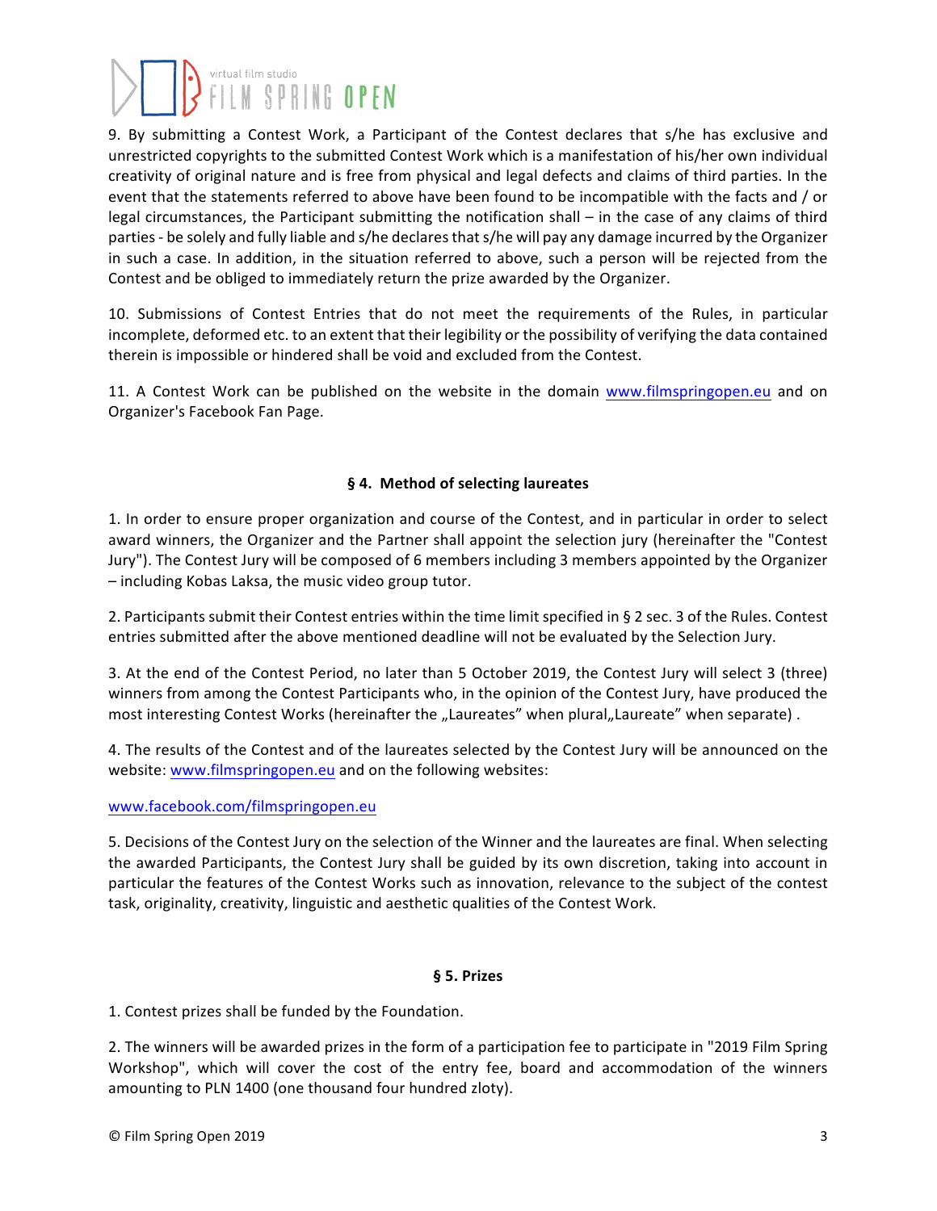9. By submitting a Contest Work, a Participant of the Contest declares that s/he has exclusive and unrestricted copyrights to the submitted Contest Work which is a manifestation of his/her own individual creativity of original nature and is free from physical and legal defects and claims of third parties. In the event that the statements referred to above have been found to be incompatible with the facts and / or legal circumstances, the Participant submitting the notification shall – in the case of any claims of third parties - be solely and fully liable and s/he declares that s/he will pay any damage incurred by the Organizer in such a case. In addition, in the situation referred to above, such a person will be rejected from the Contest and be obliged to immediately return the prize awarded by the Organizer.

10. Submissions of Contest Entries that do not meet the requirements of the Rules, in particular incomplete, deformed etc. to an extent that their legibility or the possibility of verifying the data contained therein is impossible or hindered shall be void and excluded from the Contest.

11. A Contest Work can be published on the website in the domain www.filmspringopen.eu and on Organizer's Facebook Fan Page.

## § 4. Method of selecting laureates

1. In order to ensure proper organization and course of the Contest, and in particular in order to select award winners, the Organizer and the Partner shall appoint the selection jury (hereinafter the "Contest Jury"). The Contest Jury will be composed of 6 members including 3 members appointed by the Organizer – including Kobas Laksa, the music video group tutor.

2. Participants submit their Contest entries within the time limit specified in § 2 sec. 3 of the Rules. Contest entries submitted after the above mentioned deadline will not be evaluated by the Selection Jury.

3. At the end of the Contest Period, no later than 5 October 2019, the Contest Jury will select 3 (three) winners from among the Contest Participants who, in the opinion of the Contest Jury, have produced the most interesting Contest Works (hereinafter the „Laureates" when plural„Laureate" when separate) .

4. The results of the Contest and of the laureates selected by the Contest Jury will be announced on the website: www.filmspringopen.eu and on the following websites:

www.facebook.com/filmspringopen.eu

5. Decisions of the Contest Jury on the selection of the Winner and the laureates are final. When selecting the awarded Participants, the Contest Jury shall be guided by its own discretion, taking into account in particular the features of the Contest Works such as innovation, relevance to the subject of the contest task, originality, creativity, linguistic and aesthetic qualities of the Contest Work.

## § 5. Prizes

1. Contest prizes shall be funded by the Foundation.

2. The winners will be awarded prizes in the form of a participation fee to participate in "2019 Film Spring Workshop", which will cover the cost of the entry fee, board and accommodation of the winners amounting to PLN 1400 (one thousand four hundred zloty).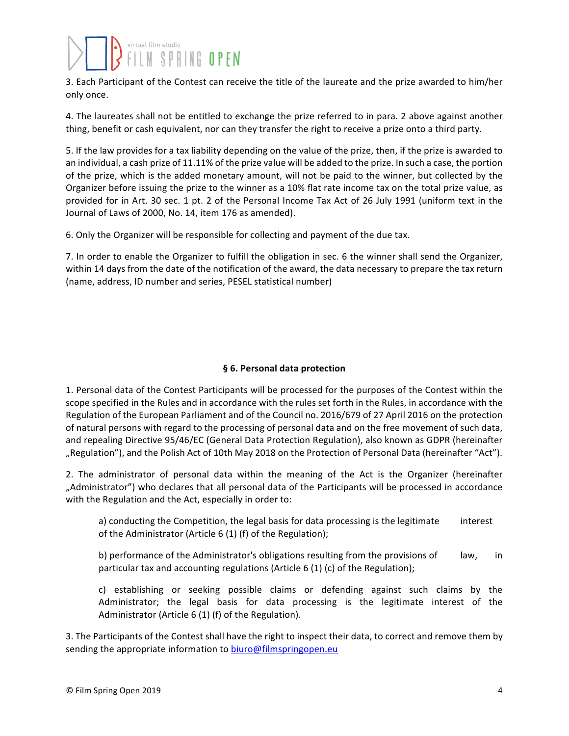3. Each Participant of the Contest can receive the title of the laureate and the prize awarded to him/her only once.

4. The laureates shall not be entitled to exchange the prize referred to in para. 2 above against another thing, benefit or cash equivalent, nor can they transfer the right to receive a prize onto a third party.

5. If the law provides for a tax liability depending on the value of the prize, then, if the prize is awarded to an individual, a cash prize of 11.11% of the prize value will be added to the prize. In such a case, the portion of the prize, which is the added monetary amount, will not be paid to the winner, but collected by the Organizer before issuing the prize to the winner as a 10% flat rate income tax on the total prize value, as provided for in Art. 30 sec. 1 pt. 2 of the Personal Income Tax Act of 26 July 1991 (uniform text in the Journal of Laws of 2000, No. 14, item 176 as amended).

6. Only the Organizer will be responsible for collecting and payment of the due tax.

7. In order to enable the Organizer to fulfill the obligation in sec. 6 the winner shall send the Organizer, within 14 days from the date of the notification of the award, the data necessary to prepare the tax return (name, address, ID number and series, PESEL statistical number)

## § 6. Personal data protection

1. Personal data of the Contest Participants will be processed for the purposes of the Contest within the scope specified in the Rules and in accordance with the rules set forth in the Rules, in accordance with the Regulation of the European Parliament and of the Council no. 2016/679 of 27 April 2016 on the protection of natural persons with regard to the processing of personal data and on the free movement of such data, and repealing Directive 95/46/EC (General Data Protection Regulation), also known as GDPR (hereinafter „Regulation"), and the Polish Act of 10th May 2018 on the Protection of Personal Data (hereinafter "Act").

2. The administrator of personal data within the meaning of the Act is the Organizer (hereinafter „Administrator") who declares that all personal data of the Participants will be processed in accordance with the Regulation and the Act, especially in order to:

   a) conducting the Competition, the legal basis for data processing is the legitimate interest of the Administrator (Article 6 (1) (f) of the Regulation);

   b) performance of the Administrator's obligations resulting from the provisions of law, in particular tax and accounting regulations (Article 6 (1) (c) of the Regulation);

   c) establishing or seeking possible claims or defending against such claims by the Administrator; the legal basis for data processing is the legitimate interest of the Administrator (Article 6 (1) (f) of the Regulation).

3. The Participants of the Contest shall have the right to inspect their data, to correct and remove them by sending the appropriate information to biuro@filmspringopen.eu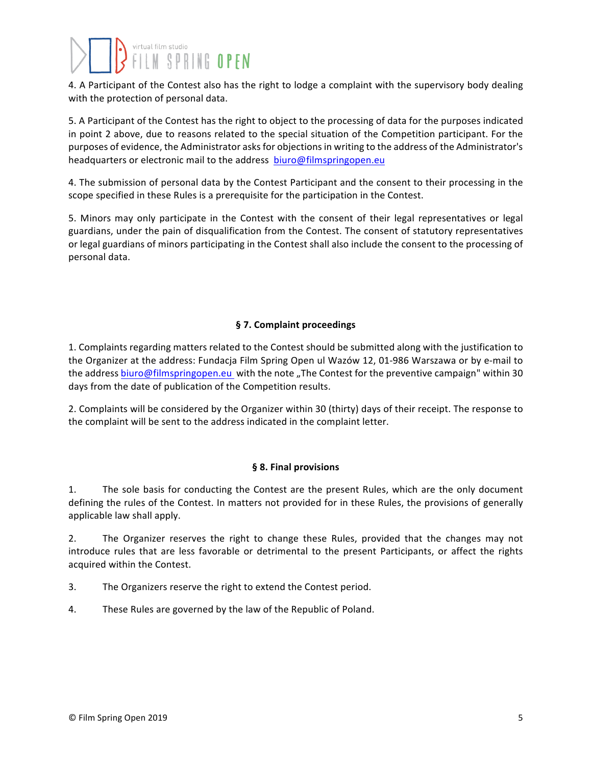4. A Participant of the Contest also has the right to lodge a complaint with the supervisory body dealing with the protection of personal data.

5. A Participant of the Contest has the right to object to the processing of data for the purposes indicated in point 2 above, due to reasons related to the special situation of the Competition participant. For the purposes of evidence, the Administrator asks for objections in writing to the address of the Administrator's headquarters or electronic mail to the address biuro@filmspringopen.eu

4. The submission of personal data by the Contest Participant and the consent to their processing in the scope specified in these Rules is a prerequisite for the participation in the Contest.

5. Minors may only participate in the Contest with the consent of their legal representatives or legal guardians, under the pain of disqualification from the Contest. The consent of statutory representatives or legal guardians of minors participating in the Contest shall also include the consent to the processing of personal data.

## § 7. Complaint proceedings

1. Complaints regarding matters related to the Contest should be submitted along with the justification to the Organizer at the address: Fundacja Film Spring Open ul Wazów 12, 01-986 Warszawa or by e-mail to the address biuro@filmspringopen.eu with the note „The Contest for the preventive campaign" within 30 days from the date of publication of the Competition results.

2. Complaints will be considered by the Organizer within 30 (thirty) days of their receipt. The response to the complaint will be sent to the address indicated in the complaint letter.

## § 8. Final provisions

1. The sole basis for conducting the Contest are the present Rules, which are the only document defining the rules of the Contest. In matters not provided for in these Rules, the provisions of generally applicable law shall apply.

2. The Organizer reserves the right to change these Rules, provided that the changes may not introduce rules that are less favorable or detrimental to the present Participants, or affect the rights acquired within the Contest.

3. The Organizers reserve the right to extend the Contest period.

4. These Rules are governed by the law of the Republic of Poland.